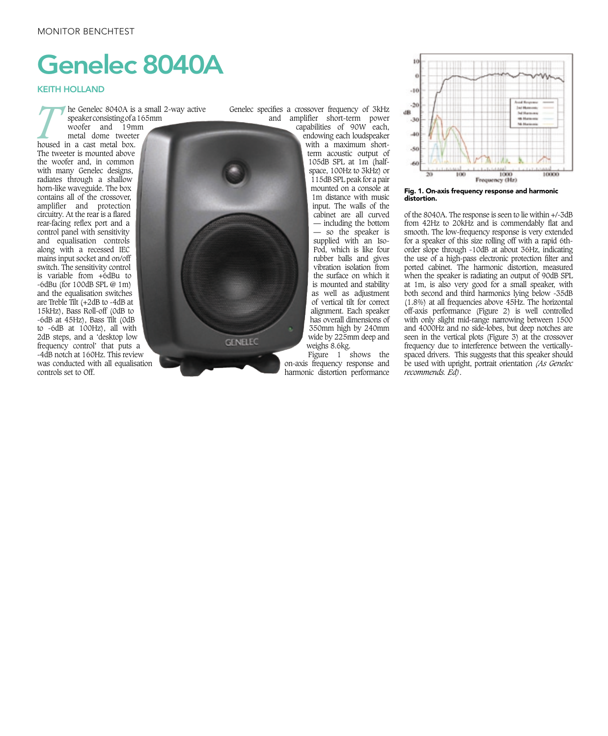MONITOR BENCHTEST

# Genelec 8040A

## KEITH HOLLAND

The Genelec 8040A is a small 2-way active speaker consisting of a 165mm woofer and 19mm metal dome tweeter housed in a cast metal box. The tweeter is mounted above the woofer and, in common with many Genelec designs, radiates through a shallow horn-like waveguide. The box contains all of the crossover, amplifier and protection circuitry. At the rear is a flared rear-facing reflex port and a control panel with sensitivity and equalisation controls along with a recessed IEC mains input socket and on/off switch. The sensitivity control is variable from +6dBu to -6dBu (for 100dB SPL @ 1m) and the equalisation switches are Treble Tilt (+2dB to -4dB at 15kHz), Bass Roll-off (0dB to -6dB at 45Hz), Bass Tilt (0dB to -6dB at 100Hz), all with 2dB steps, and a 'desktop low frequency control' that puts a -4dB notch at 160Hz. This review was conducted with all equalisation controls set to Off.

Genelec specifies a crossover frequency of 3kHz and amplifier short-term power capabilities of 90W each, endowing each loudspeaker with a maximum short-term acoustic output of 105dB SPL at 1m (half-space, 100Hz to 3kHz) or 115dB SPL peak for a pair mounted on a console at 1m distance with music input. The walls of the cabinet are all curved — including the bottom — so the speaker is supplied with an Iso-Pod, which is like four rubber balls and gives vibration isolation from the surface on which it is mounted and stability as well as adjustment of vertical tilt for correct alignment. Each speaker has overall dimensions of 350mm high by 240mm wide by 225mm deep and weighs 8.6kg.

Figure 1 shows the on-axis frequency response and harmonic distortion performance of the 8040A. The response is seen to lie within +/-3dB from 42Hz to 20kHz and is commendably flat and smooth. The low-frequency response is very extended for a speaker of this size rolling off with a rapid 6th-order slope through -10dB at about 36Hz, indicating the use of a high-pass electronic protection filter and ported cabinet. The harmonic distortion, measured when the speaker is radiating an output of 90dB SPL at 1m, is also very good for a small speaker, with both second and third harmonics lying below -35dB (1.8%) at all frequencies above 45Hz. The horizontal off-axis performance (Figure 2) is well controlled with only slight mid-range narrowing between 1500 and 4000Hz and no side-lobes, but deep notches are seen in the vertical plots (Figure 3) at the crossover frequency due to interference between the vertically-spaced drivers. This suggests that this speaker should be used with upright, portrait orientation *(As Genelec recommends. Ed)*.

**Fig. 1. On-axis frequency response and harmonic distortion.**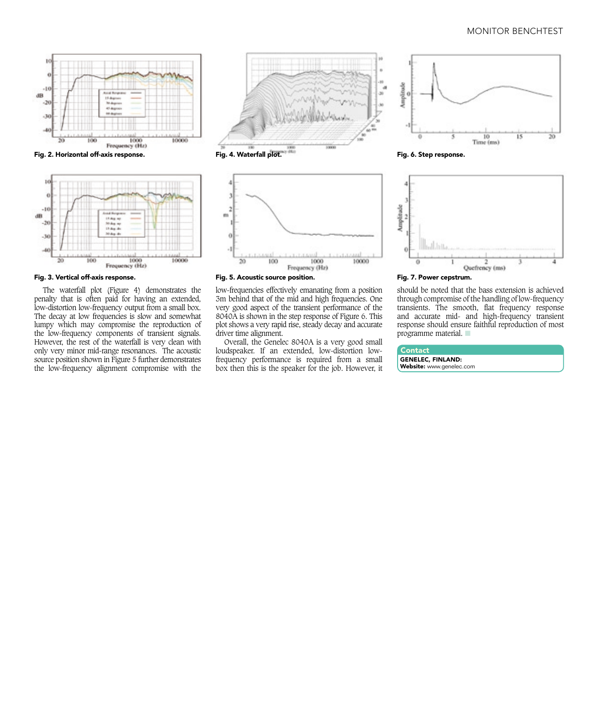Fig. 2. Horizontal off-axis response.

Fig. 4. Waterfall plot.

Fig. 6. Step response.

Fig. 3. Vertical off-axis response.

Fig. 5. Acoustic source position.

Fig. 7. Power cepstrum.

The waterfall plot (Figure 4) demonstrates the penalty that is often paid for having an extended, low-distortion low-frequency output from a small box. The decay at low frequencies is slow and somewhat lumpy which may compromise the reproduction of the low-frequency components of transient signals. However, the rest of the waterfall is very clean with only very minor mid-range resonances. The acoustic source position shown in Figure 5 further demonstrates the low-frequency alignment compromise with the low-frequencies effectively emanating from a position 3m behind that of the mid and high frequencies. One very good aspect of the transient performance of the 8040A is shown in the step response of Figure 6. This plot shows a very rapid rise, steady decay and accurate driver time alignment.

Overall, the Genelec 8040A is a very good small loudspeaker. If an extended, low-distortion low-frequency performance is required from a small box then this is the speaker for the job. However, it should be noted that the bass extension is achieved through compromise of the handling of low-frequency transients. The smooth, flat frequency response and accurate mid- and high-frequency transient response should ensure faithful reproduction of most programme material.

**Contact**

**GENELEC, FINLAND:**
**Website:** www.genelec.com